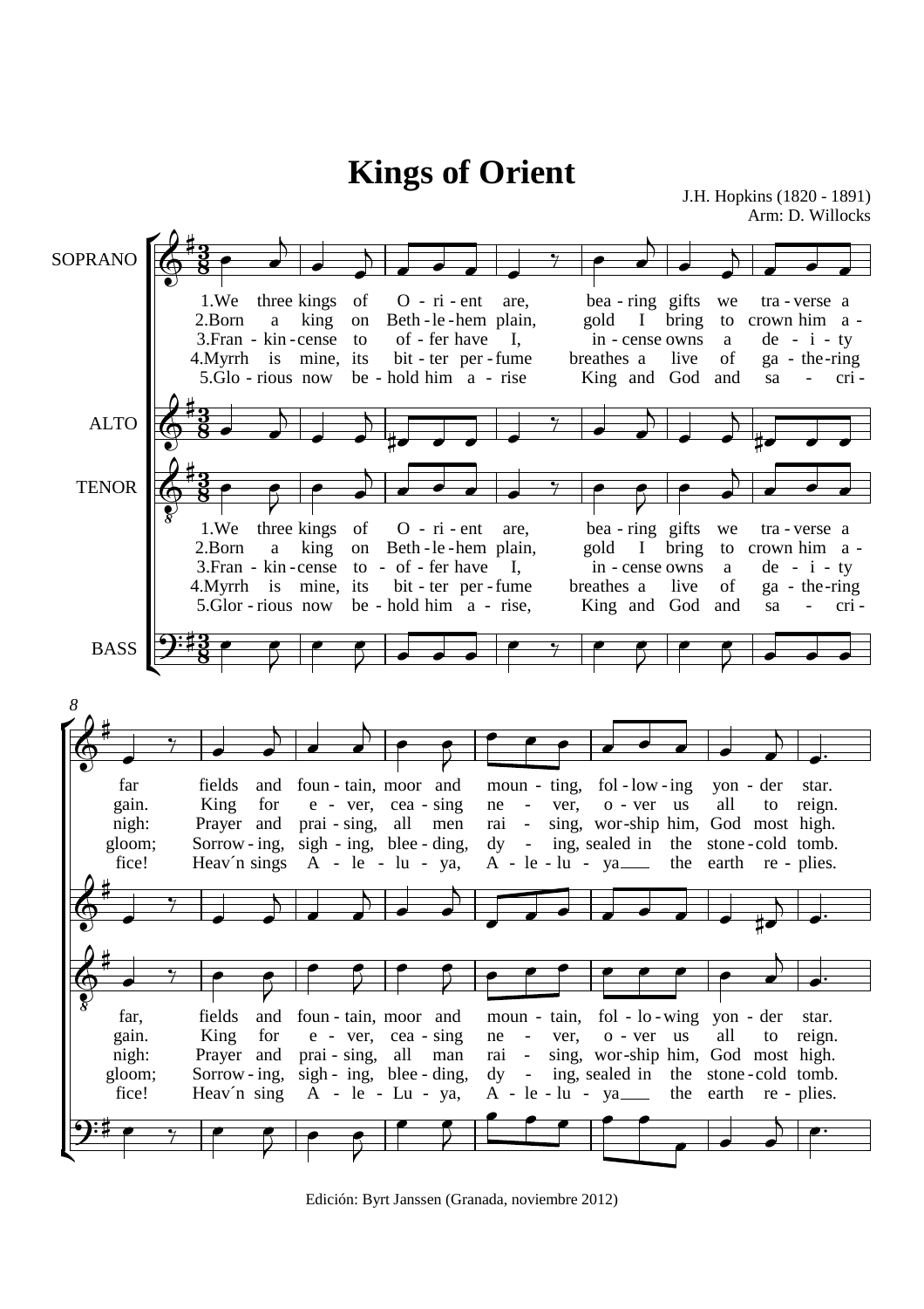# Kings of Orient

J.H. Hopkins (1820 - 1891)
Arm: D. Willocks

SOPRANO

ALTO

TENOR

BASS

1.We three kings of O - ri - ent are, bea - ring gifts we tra - verse a far fields and foun - tain, moor and moun - ting, fol - low - ing yon - der star.

2.Born a king on Beth - le - hem plain, gold I bring to crown him a - gain. King for e - ver, cea - sing ne - ver, o - ver us all to reign.

3.Fran - kin - cense to of - fer have I, in - cense owns a de - i - ty nigh: Prayer and prai - sing, all men rai - sing, wor - ship him, God most high.

4.Myrrh is mine, its bit - ter per - fume breathes a live of ga - the - ring gloom; Sorrow - ing, sigh - ing, blee - ding, dy - ing, sealed in the stone - cold tomb.

5.Glo - rious now be - hold him a - rise King and God and sa - cri - fice! Heav´n sings A - le - lu - ya, A - le - lu - ya the earth re - plies.

Edición: Byrt Janssen (Granada, noviembre 2012)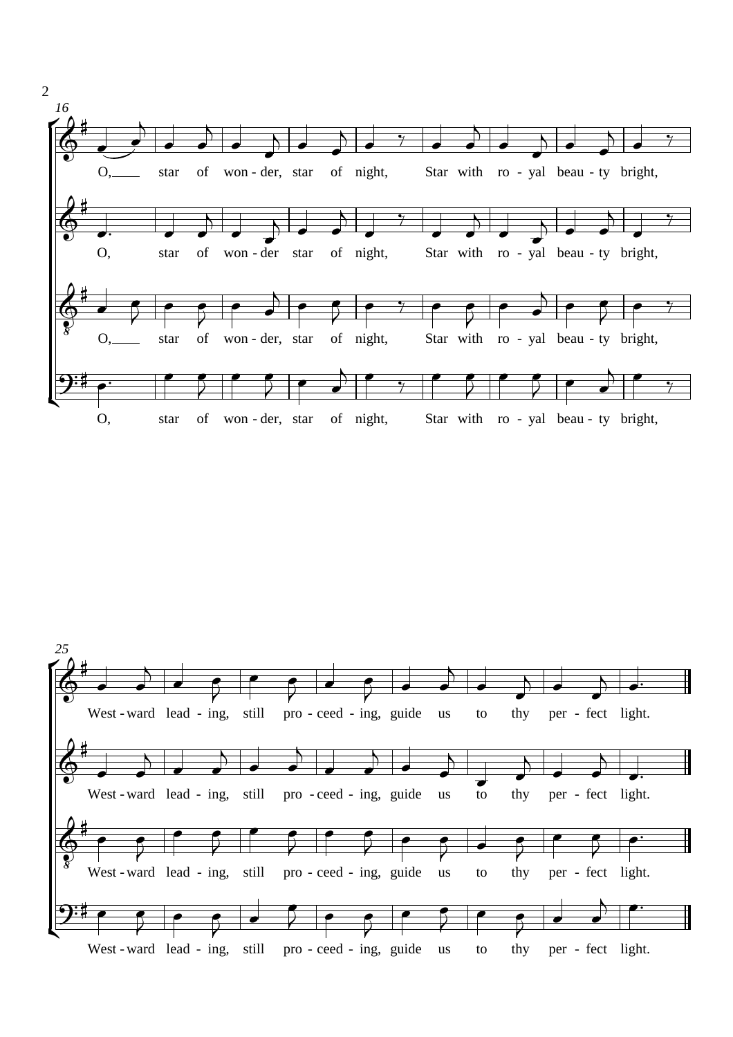16

O, star of won - der, star of night, Star with ro - yal beau - ty bright,

O, star of won - der star of night, Star with ro - yal beau - ty bright,

O, star of won - der, star of night, Star with ro - yal beau - ty bright,

O, star of won - der, star of night, Star with ro - yal beau - ty bright,

25

West - ward lead - ing, still pro - ceed - ing, guide us to thy per - fect light.

West - ward lead - ing, still pro - ceed - ing, guide us to thy per - fect light.

West - ward lead - ing, still pro - ceed - ing, guide us to thy per - fect light.

West - ward lead - ing, still pro - ceed - ing, guide us to thy per - fect light.